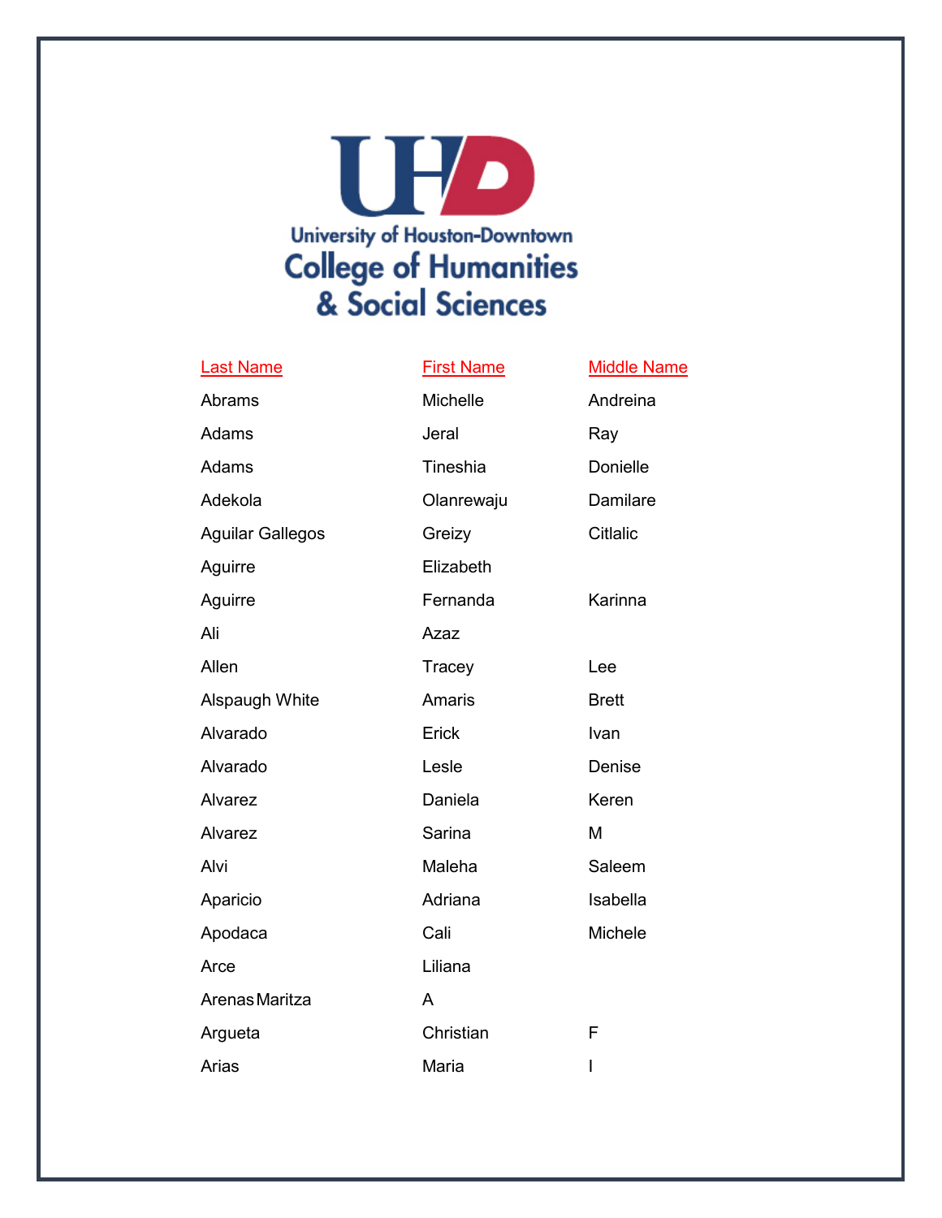University of Houston-Downtown
College of Humanities & Social Sciences

| Last Name | First Name | Middle Name |
|---|---|---|
| Abrams | Michelle | Andreina |
| Adams | Jeral | Ray |
| Adams | Tineshia | Donielle |
| Adekola | Olanrewaju | Damilare |
| Aguilar Gallegos | Greizy | Citlalic |
| Aguirre | Elizabeth | |
| Aguirre | Fernanda | Karinna |
| Ali | Azaz | |
| Allen | Tracey | Lee |
| Alspaugh White | Amaris | Brett |
| Alvarado | Erick | Ivan |
| Alvarado | Lesle | Denise |
| Alvarez | Daniela | Keren |
| Alvarez | Sarina | M |
| Alvi | Maleha | Saleem |
| Aparicio | Adriana | Isabella |
| Apodaca | Cali | Michele |
| Arce | Liliana | |
| Arenas Maritza | A | |
| Argueta | Christian | F |
| Arias | Maria | I |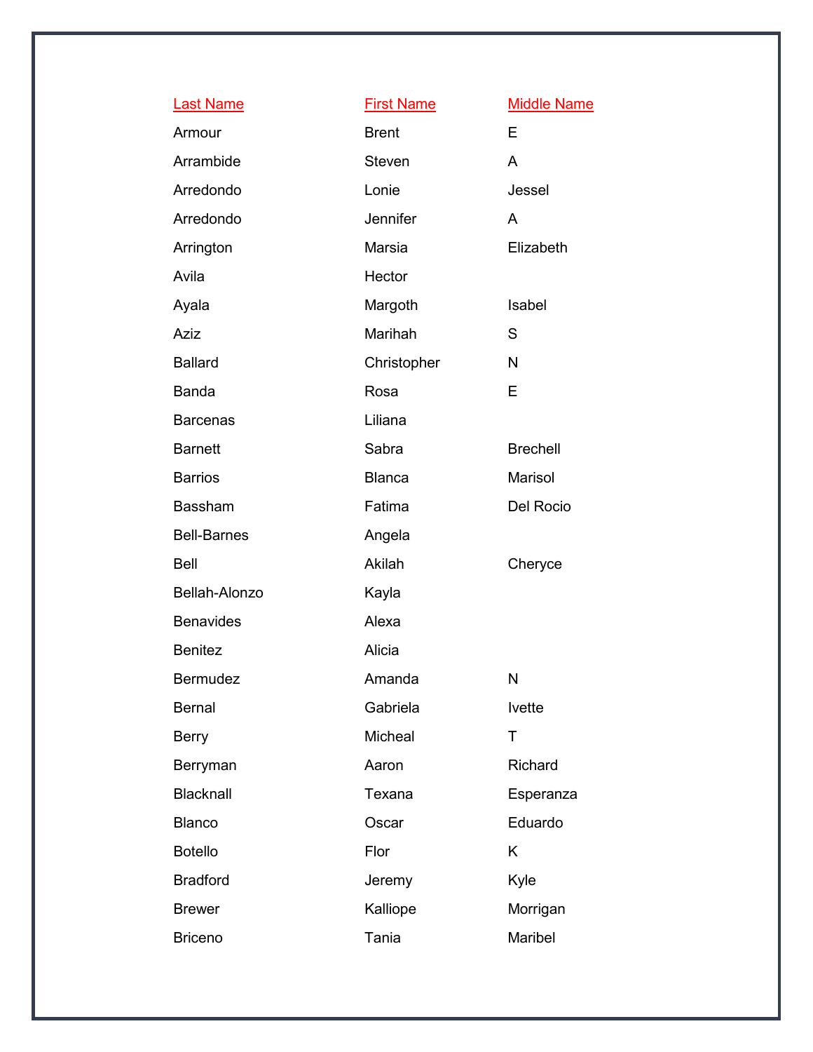| Last Name | First Name | Middle Name |
| --- | --- | --- |
| Armour | Brent | E |
| Arrambide | Steven | A |
| Arredondo | Lonie | Jessel |
| Arredondo | Jennifer | A |
| Arrington | Marsia | Elizabeth |
| Avila | Hector | |
| Ayala | Margoth | Isabel |
| Aziz | Marihah | S |
| Ballard | Christopher | N |
| Banda | Rosa | E |
| Barcenas | Liliana | |
| Barnett | Sabra | Brechell |
| Barrios | Blanca | Marisol |
| Bassham | Fatima | Del Rocio |
| Bell-Barnes | Angela | |
| Bell | Akilah | Cheryce |
| Bellah-Alonzo | Kayla | |
| Benavides | Alexa | |
| Benitez | Alicia | |
| Bermudez | Amanda | N |
| Bernal | Gabriela | Ivette |
| Berry | Micheal | T |
| Berryman | Aaron | Richard |
| Blacknall | Texana | Esperanza |
| Blanco | Oscar | Eduardo |
| Botello | Flor | K |
| Bradford | Jeremy | Kyle |
| Brewer | Kalliope | Morrigan |
| Briceno | Tania | Maribel |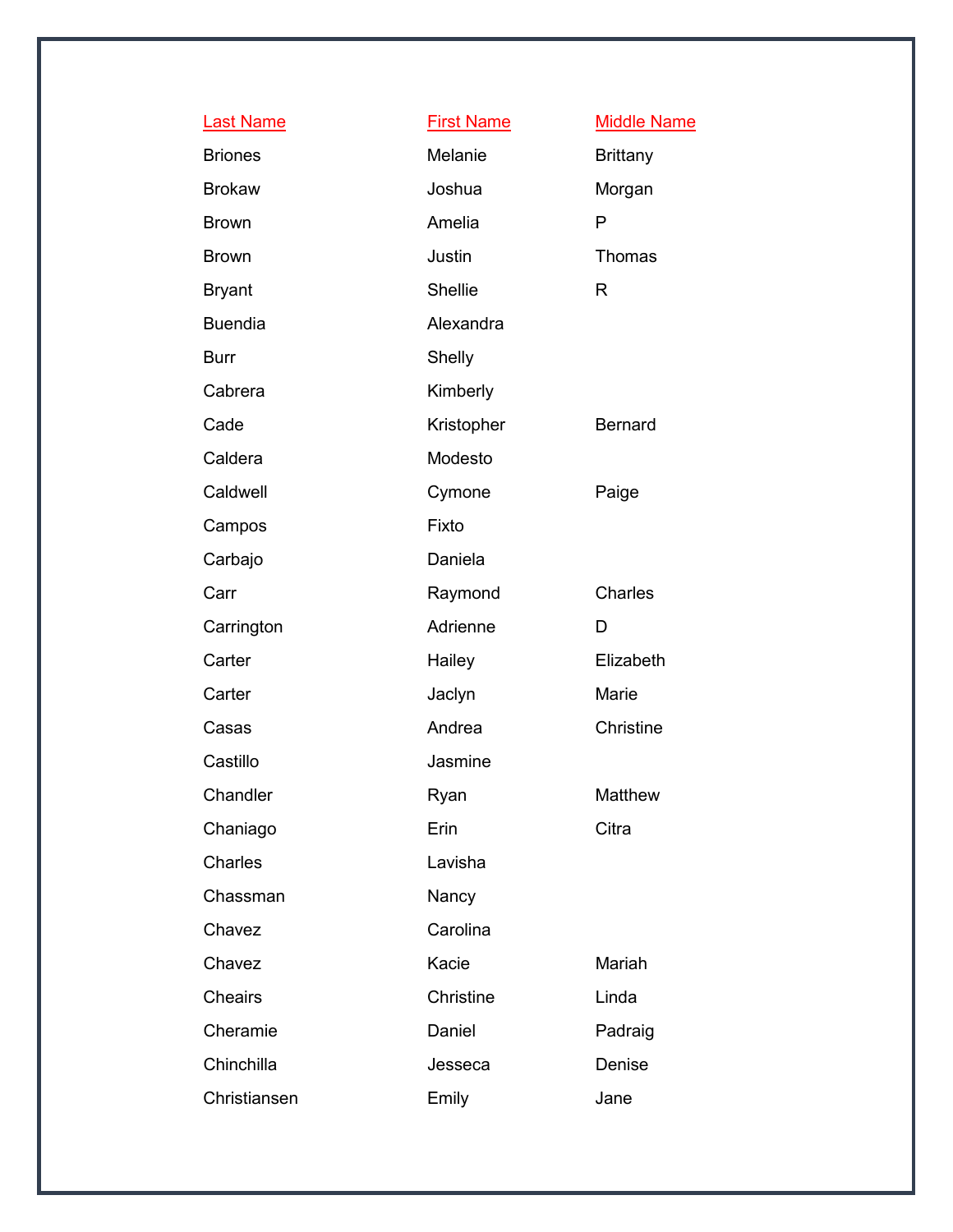| Last Name | First Name | Middle Name |
| --- | --- | --- |
| Briones | Melanie | Brittany |
| Brokaw | Joshua | Morgan |
| Brown | Amelia | P |
| Brown | Justin | Thomas |
| Bryant | Shellie | R |
| Buendia | Alexandra | |
| Burr | Shelly | |
| Cabrera | Kimberly | |
| Cade | Kristopher | Bernard |
| Caldera | Modesto | |
| Caldwell | Cymone | Paige |
| Campos | Fixto | |
| Carbajo | Daniela | |
| Carr | Raymond | Charles |
| Carrington | Adrienne | D |
| Carter | Hailey | Elizabeth |
| Carter | Jaclyn | Marie |
| Casas | Andrea | Christine |
| Castillo | Jasmine | |
| Chandler | Ryan | Matthew |
| Chaniago | Erin | Citra |
| Charles | Lavisha | |
| Chassman | Nancy | |
| Chavez | Carolina | |
| Chavez | Kacie | Mariah |
| Cheairs | Christine | Linda |
| Cheramie | Daniel | Padraig |
| Chinchilla | Jesseca | Denise |
| Christiansen | Emily | Jane |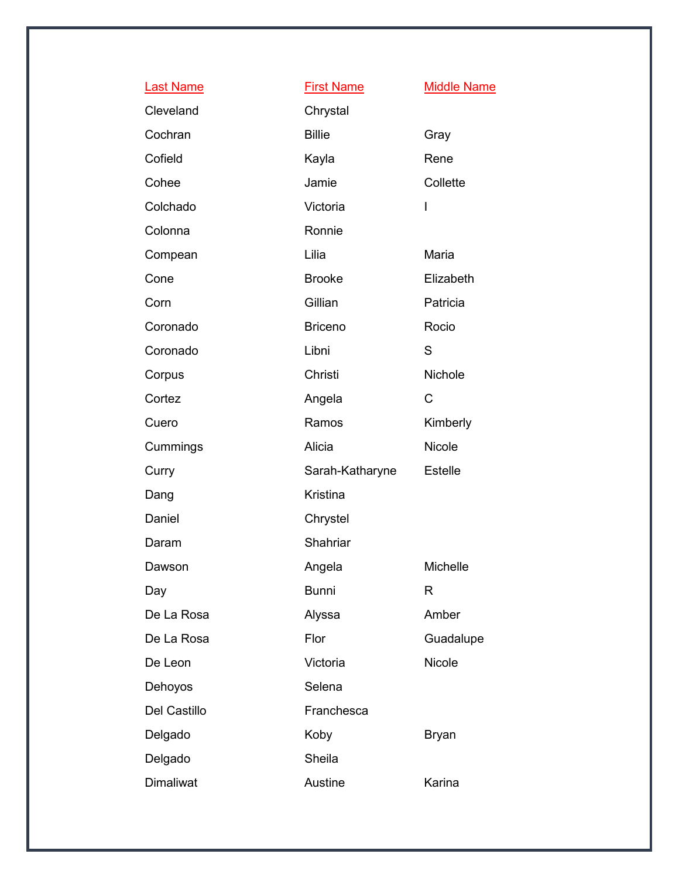| Last Name | First Name | Middle Name |
| --- | --- | --- |
| Cleveland | Chrystal | |
| Cochran | Billie | Gray |
| Cofield | Kayla | Rene |
| Cohee | Jamie | Collette |
| Colchado | Victoria | I |
| Colonna | Ronnie | |
| Compean | Lilia | Maria |
| Cone | Brooke | Elizabeth |
| Corn | Gillian | Patricia |
| Coronado | Briceno | Rocio |
| Coronado | Libni | S |
| Corpus | Christi | Nichole |
| Cortez | Angela | C |
| Cuero | Ramos | Kimberly |
| Cummings | Alicia | Nicole |
| Curry | Sarah-Katharyne | Estelle |
| Dang | Kristina | |
| Daniel | Chrystel | |
| Daram | Shahriar | |
| Dawson | Angela | Michelle |
| Day | Bunni | R |
| De La Rosa | Alyssa | Amber |
| De La Rosa | Flor | Guadalupe |
| De Leon | Victoria | Nicole |
| Dehoyos | Selena | |
| Del Castillo | Franchesca | |
| Delgado | Koby | Bryan |
| Delgado | Sheila | |
| Dimaliwat | Austine | Karina |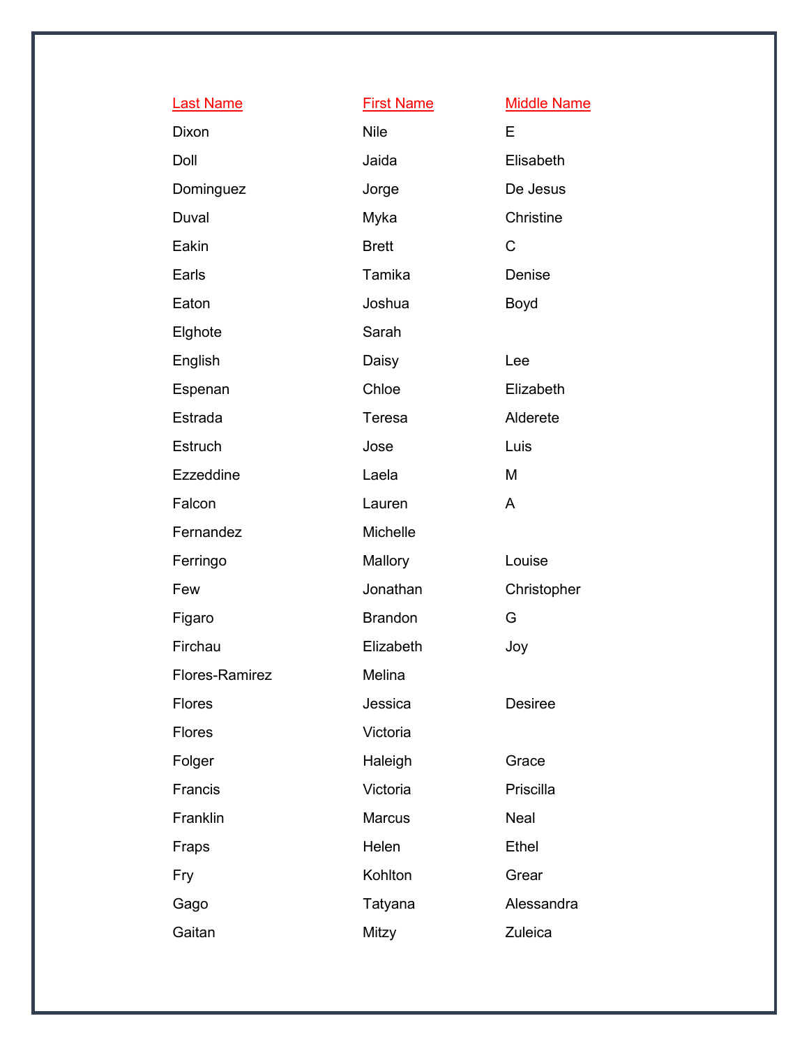| Last Name | First Name | Middle Name |
| --- | --- | --- |
| Dixon | Nile | E |
| Doll | Jaida | Elisabeth |
| Dominguez | Jorge | De Jesus |
| Duval | Myka | Christine |
| Eakin | Brett | C |
| Earls | Tamika | Denise |
| Eaton | Joshua | Boyd |
| Elghote | Sarah | |
| English | Daisy | Lee |
| Espenan | Chloe | Elizabeth |
| Estrada | Teresa | Alderete |
| Estruch | Jose | Luis |
| Ezzeddine | Laela | M |
| Falcon | Lauren | A |
| Fernandez | Michelle | |
| Ferringo | Mallory | Louise |
| Few | Jonathan | Christopher |
| Figaro | Brandon | G |
| Firchau | Elizabeth | Joy |
| Flores-Ramirez | Melina | |
| Flores | Jessica | Desiree |
| Flores | Victoria | |
| Folger | Haleigh | Grace |
| Francis | Victoria | Priscilla |
| Franklin | Marcus | Neal |
| Fraps | Helen | Ethel |
| Fry | Kohlton | Grear |
| Gago | Tatyana | Alessandra |
| Gaitan | Mitzy | Zuleica |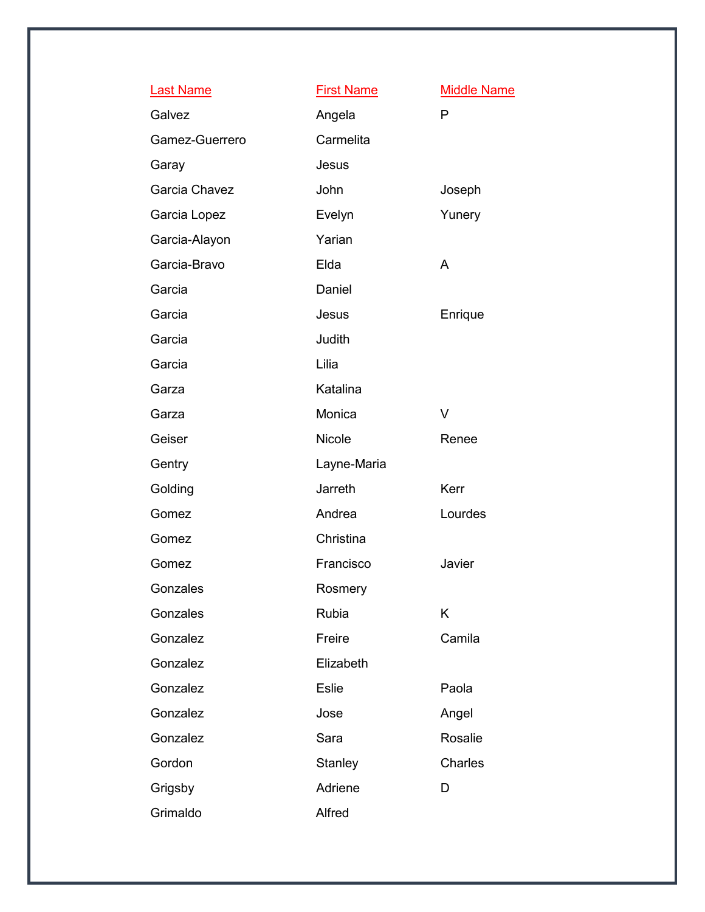| Last Name | First Name | Middle Name |
|---|---|---|
| Galvez | Angela | P |
| Gamez-Guerrero | Carmelita | |
| Garay | Jesus | |
| Garcia Chavez | John | Joseph |
| Garcia Lopez | Evelyn | Yunery |
| Garcia-Alayon | Yarian | |
| Garcia-Bravo | Elda | A |
| Garcia | Daniel | |
| Garcia | Jesus | Enrique |
| Garcia | Judith | |
| Garcia | Lilia | |
| Garza | Katalina | |
| Garza | Monica | V |
| Geiser | Nicole | Renee |
| Gentry | Layne-Maria | |
| Golding | Jarreth | Kerr |
| Gomez | Andrea | Lourdes |
| Gomez | Christina | |
| Gomez | Francisco | Javier |
| Gonzales | Rosmery | |
| Gonzales | Rubia | K |
| Gonzalez | Freire | Camila |
| Gonzalez | Elizabeth | |
| Gonzalez | Eslie | Paola |
| Gonzalez | Jose | Angel |
| Gonzalez | Sara | Rosalie |
| Gordon | Stanley | Charles |
| Grigsby | Adriene | D |
| Grimaldo | Alfred | |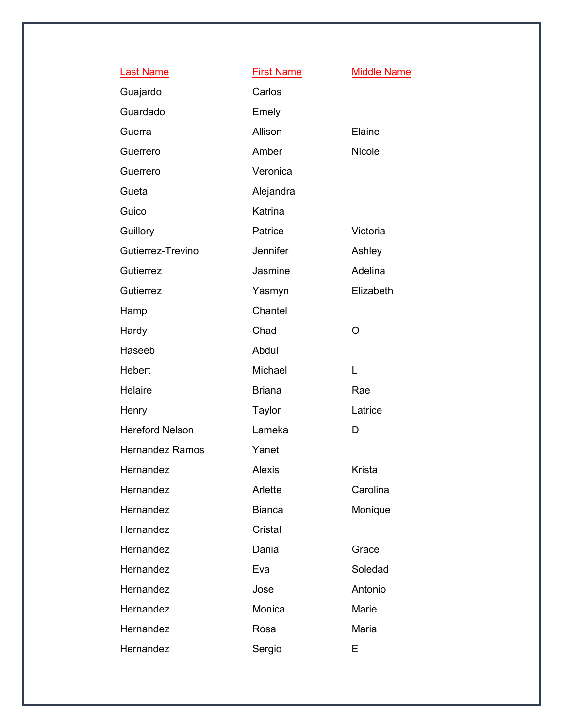| Last Name | First Name | Middle Name |
|---|---|---|
| Guajardo | Carlos | |
| Guardado | Emely | |
| Guerra | Allison | Elaine |
| Guerrero | Amber | Nicole |
| Guerrero | Veronica | |
| Gueta | Alejandra | |
| Guico | Katrina | |
| Guillory | Patrice | Victoria |
| Gutierrez-Trevino | Jennifer | Ashley |
| Gutierrez | Jasmine | Adelina |
| Gutierrez | Yasmyn | Elizabeth |
| Hamp | Chantel | |
| Hardy | Chad | O |
| Haseeb | Abdul | |
| Hebert | Michael | L |
| Helaire | Briana | Rae |
| Henry | Taylor | Latrice |
| Hereford Nelson | Lameka | D |
| Hernandez Ramos | Yanet | |
| Hernandez | Alexis | Krista |
| Hernandez | Arlette | Carolina |
| Hernandez | Bianca | Monique |
| Hernandez | Cristal | |
| Hernandez | Dania | Grace |
| Hernandez | Eva | Soledad |
| Hernandez | Jose | Antonio |
| Hernandez | Monica | Marie |
| Hernandez | Rosa | Maria |
| Hernandez | Sergio | E |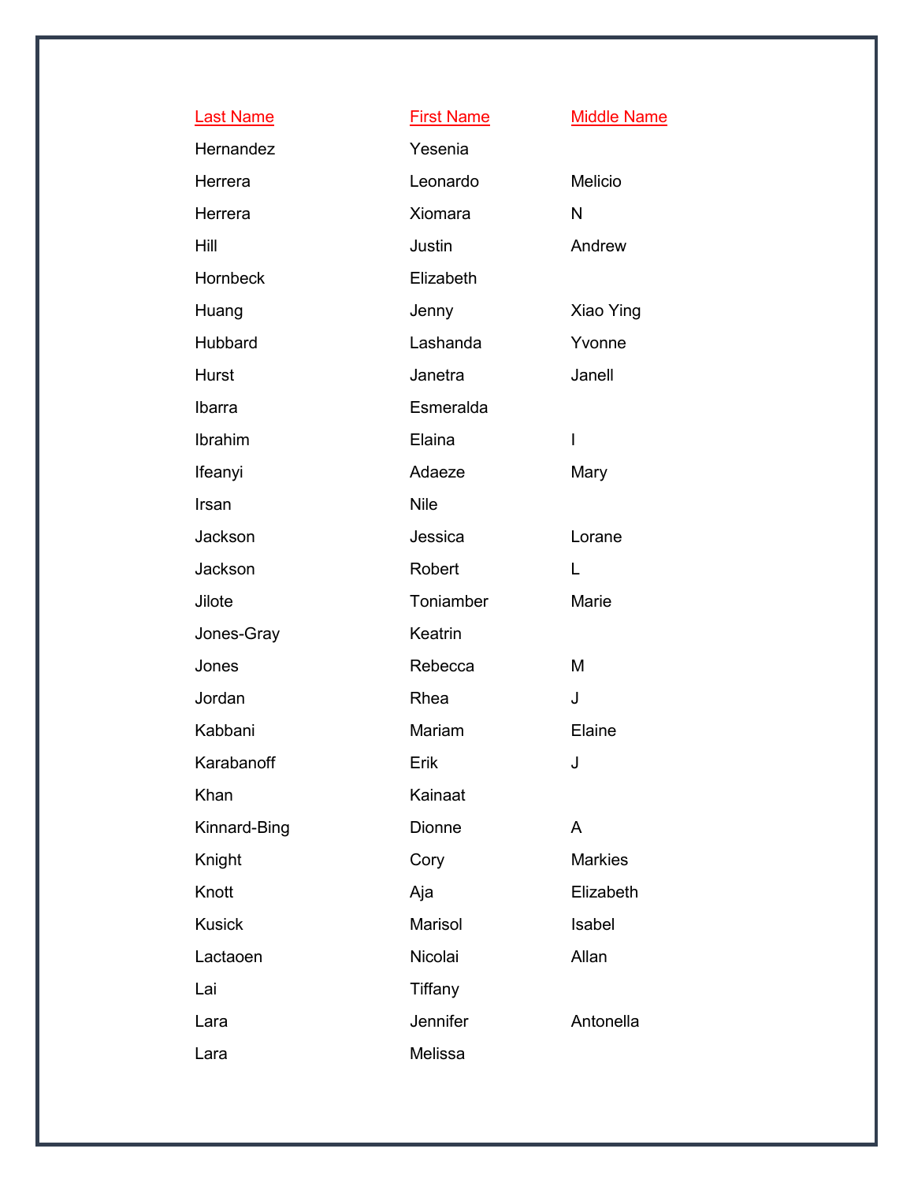| Last Name | First Name | Middle Name |
| --- | --- | --- |
| Hernandez | Yesenia | |
| Herrera | Leonardo | Melicio |
| Herrera | Xiomara | N |
| Hill | Justin | Andrew |
| Hornbeck | Elizabeth | |
| Huang | Jenny | Xiao Ying |
| Hubbard | Lashanda | Yvonne |
| Hurst | Janetra | Janell |
| Ibarra | Esmeralda | |
| Ibrahim | Elaina | I |
| Ifeanyi | Adaeze | Mary |
| Irsan | Nile | |
| Jackson | Jessica | Lorane |
| Jackson | Robert | L |
| Jilote | Toniamber | Marie |
| Jones-Gray | Keatrin | |
| Jones | Rebecca | M |
| Jordan | Rhea | J |
| Kabbani | Mariam | Elaine |
| Karabanoff | Erik | J |
| Khan | Kainaat | |
| Kinnard-Bing | Dionne | A |
| Knight | Cory | Markies |
| Knott | Aja | Elizabeth |
| Kusick | Marisol | Isabel |
| Lactaoen | Nicolai | Allan |
| Lai | Tiffany | |
| Lara | Jennifer | Antonella |
| Lara | Melissa | |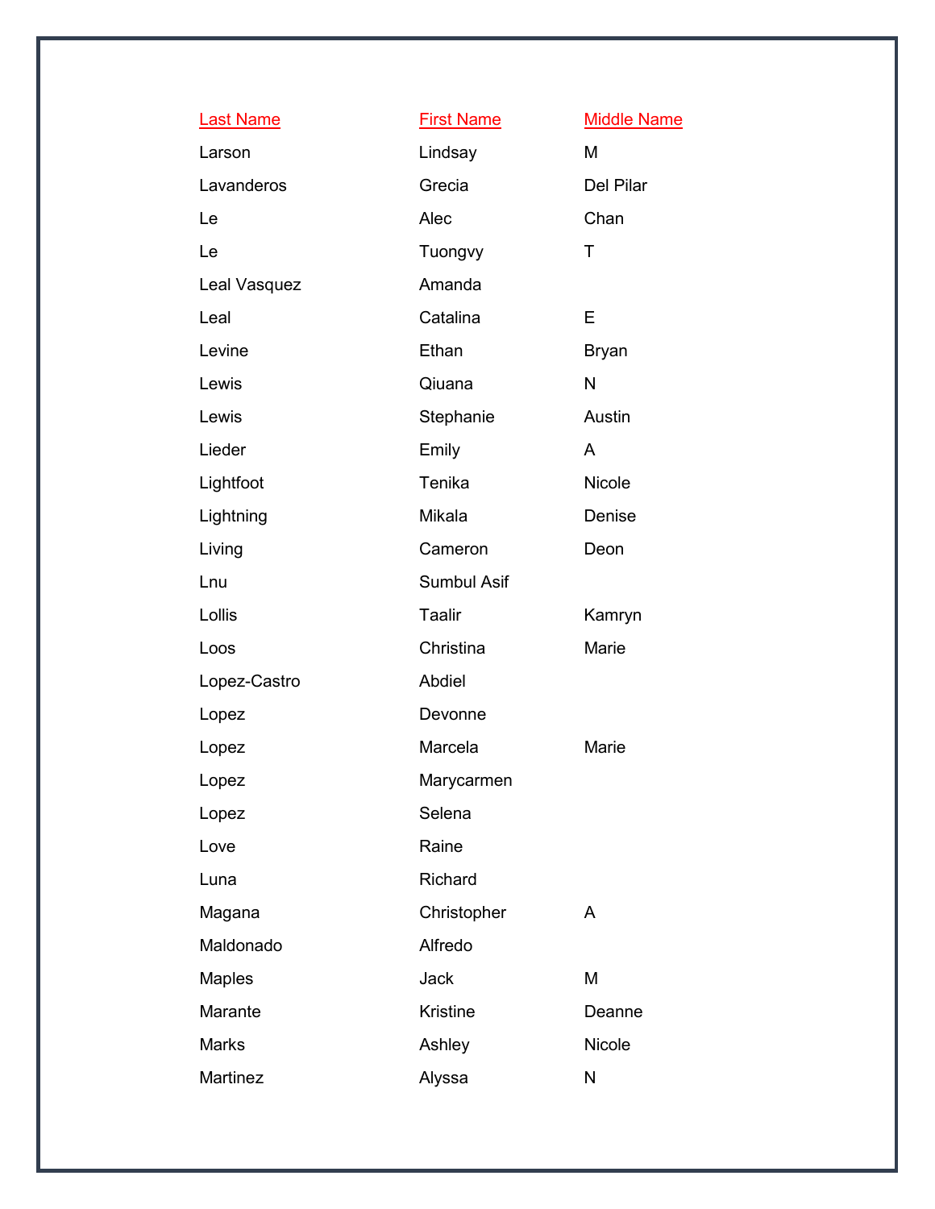| Last Name | First Name | Middle Name |
|---|---|---|
| Larson | Lindsay | M |
| Lavanderos | Grecia | Del Pilar |
| Le | Alec | Chan |
| Le | Tuongvy | T |
| Leal Vasquez | Amanda | |
| Leal | Catalina | E |
| Levine | Ethan | Bryan |
| Lewis | Qiuana | N |
| Lewis | Stephanie | Austin |
| Lieder | Emily | A |
| Lightfoot | Tenika | Nicole |
| Lightning | Mikala | Denise |
| Living | Cameron | Deon |
| Lnu | Sumbul Asif | |
| Lollis | Taalir | Kamryn |
| Loos | Christina | Marie |
| Lopez-Castro | Abdiel | |
| Lopez | Devonne | |
| Lopez | Marcela | Marie |
| Lopez | Marycarmen | |
| Lopez | Selena | |
| Love | Raine | |
| Luna | Richard | |
| Magana | Christopher | A |
| Maldonado | Alfredo | |
| Maples | Jack | M |
| Marante | Kristine | Deanne |
| Marks | Ashley | Nicole |
| Martinez | Alyssa | N |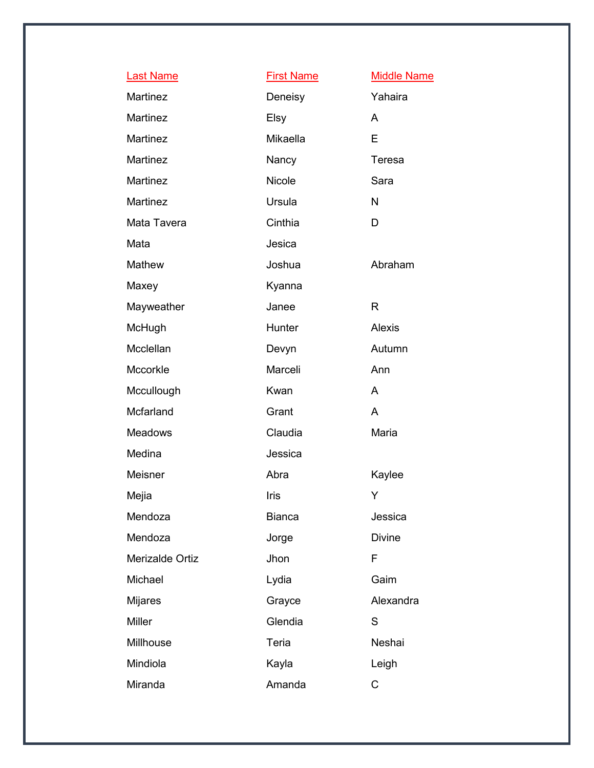| Last Name | First Name | Middle Name |
| --- | --- | --- |
| Martinez | Deneisy | Yahaira |
| Martinez | Elsy | A |
| Martinez | Mikaella | E |
| Martinez | Nancy | Teresa |
| Martinez | Nicole | Sara |
| Martinez | Ursula | N |
| Mata Tavera | Cinthia | D |
| Mata | Jesica | |
| Mathew | Joshua | Abraham |
| Maxey | Kyanna | |
| Mayweather | Janee | R |
| McHugh | Hunter | Alexis |
| Mcclellan | Devyn | Autumn |
| Mccorkle | Marceli | Ann |
| Mccullough | Kwan | A |
| Mcfarland | Grant | A |
| Meadows | Claudia | Maria |
| Medina | Jessica | |
| Meisner | Abra | Kaylee |
| Mejia | Iris | Y |
| Mendoza | Bianca | Jessica |
| Mendoza | Jorge | Divine |
| Merizalde Ortiz | Jhon | F |
| Michael | Lydia | Gaim |
| Mijares | Grayce | Alexandra |
| Miller | Glendia | S |
| Millhouse | Teria | Neshai |
| Mindiola | Kayla | Leigh |
| Miranda | Amanda | C |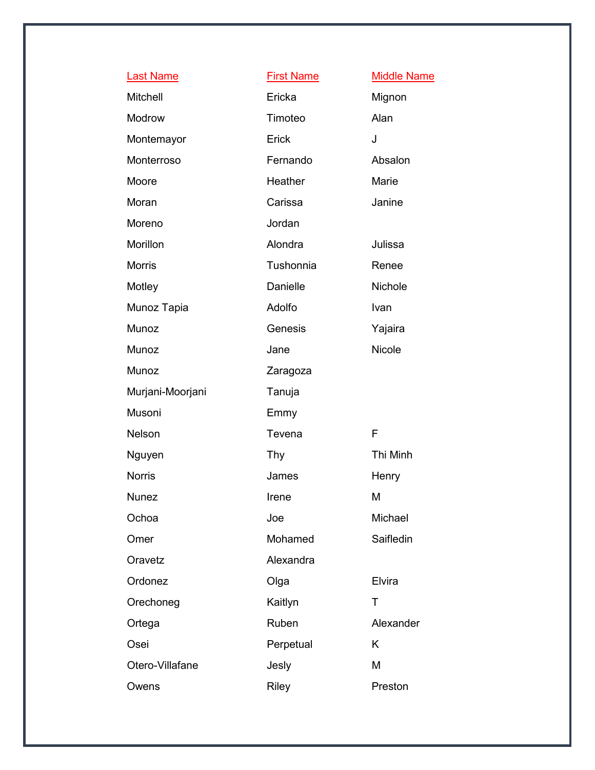| Last Name | First Name | Middle Name |
| --- | --- | --- |
| Mitchell | Ericka | Mignon |
| Modrow | Timoteo | Alan |
| Montemayor | Erick | J |
| Monterroso | Fernando | Absalon |
| Moore | Heather | Marie |
| Moran | Carissa | Janine |
| Moreno | Jordan | |
| Morillon | Alondra | Julissa |
| Morris | Tushonnia | Renee |
| Motley | Danielle | Nichole |
| Munoz Tapia | Adolfo | Ivan |
| Munoz | Genesis | Yajaira |
| Munoz | Jane | Nicole |
| Munoz | Zaragoza | |
| Murjani-Moorjani | Tanuja | |
| Musoni | Emmy | |
| Nelson | Tevena | F |
| Nguyen | Thy | Thi Minh |
| Norris | James | Henry |
| Nunez | Irene | M |
| Ochoa | Joe | Michael |
| Omer | Mohamed | Saifledin |
| Oravetz | Alexandra | |
| Ordonez | Olga | Elvira |
| Orechoneg | Kaitlyn | T |
| Ortega | Ruben | Alexander |
| Osei | Perpetual | K |
| Otero-Villafane | Jesly | M |
| Owens | Riley | Preston |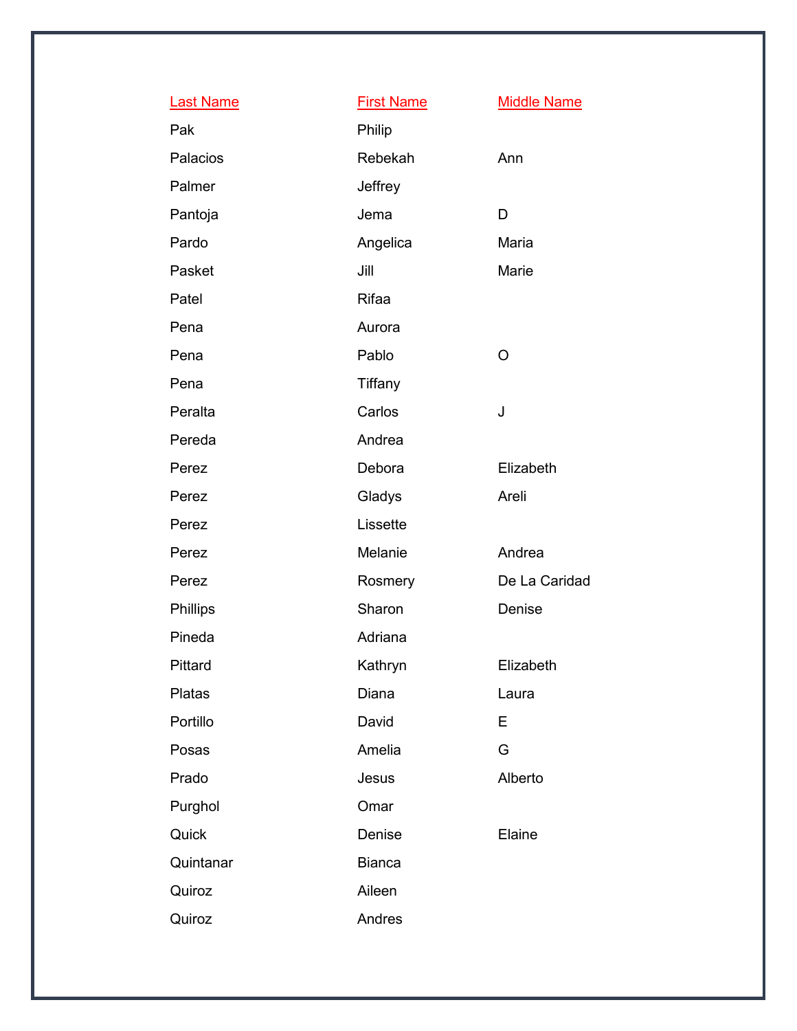| Last Name | First Name | Middle Name |
| --- | --- | --- |
| Pak | Philip | |
| Palacios | Rebekah | Ann |
| Palmer | Jeffrey | |
| Pantoja | Jema | D |
| Pardo | Angelica | Maria |
| Pasket | Jill | Marie |
| Patel | Rifaa | |
| Pena | Aurora | |
| Pena | Pablo | O |
| Pena | Tiffany | |
| Peralta | Carlos | J |
| Pereda | Andrea | |
| Perez | Debora | Elizabeth |
| Perez | Gladys | Areli |
| Perez | Lissette | |
| Perez | Melanie | Andrea |
| Perez | Rosmery | De La Caridad |
| Phillips | Sharon | Denise |
| Pineda | Adriana | |
| Pittard | Kathryn | Elizabeth |
| Platas | Diana | Laura |
| Portillo | David | E |
| Posas | Amelia | G |
| Prado | Jesus | Alberto |
| Purghol | Omar | |
| Quick | Denise | Elaine |
| Quintanar | Bianca | |
| Quiroz | Aileen | |
| Quiroz | Andres | |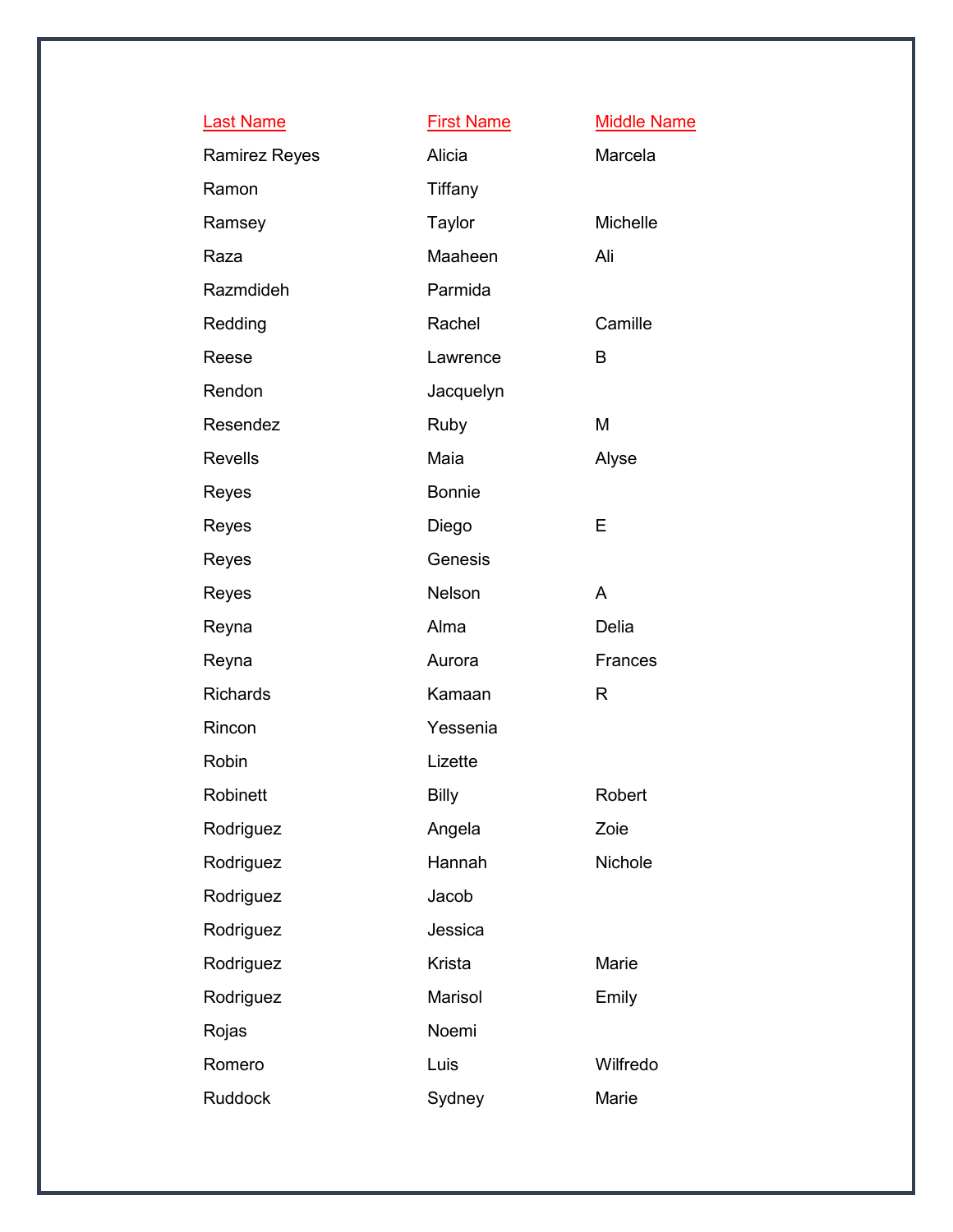| Last Name | First Name | Middle Name |
| --- | --- | --- |
| Ramirez Reyes | Alicia | Marcela |
| Ramon | Tiffany | |
| Ramsey | Taylor | Michelle |
| Raza | Maaheen | Ali |
| Razmdideh | Parmida | |
| Redding | Rachel | Camille |
| Reese | Lawrence | B |
| Rendon | Jacquelyn | |
| Resendez | Ruby | M |
| Revells | Maia | Alyse |
| Reyes | Bonnie | |
| Reyes | Diego | E |
| Reyes | Genesis | |
| Reyes | Nelson | A |
| Reyna | Alma | Delia |
| Reyna | Aurora | Frances |
| Richards | Kamaan | R |
| Rincon | Yessenia | |
| Robin | Lizette | |
| Robinett | Billy | Robert |
| Rodriguez | Angela | Zoie |
| Rodriguez | Hannah | Nichole |
| Rodriguez | Jacob | |
| Rodriguez | Jessica | |
| Rodriguez | Krista | Marie |
| Rodriguez | Marisol | Emily |
| Rojas | Noemi | |
| Romero | Luis | Wilfredo |
| Ruddock | Sydney | Marie |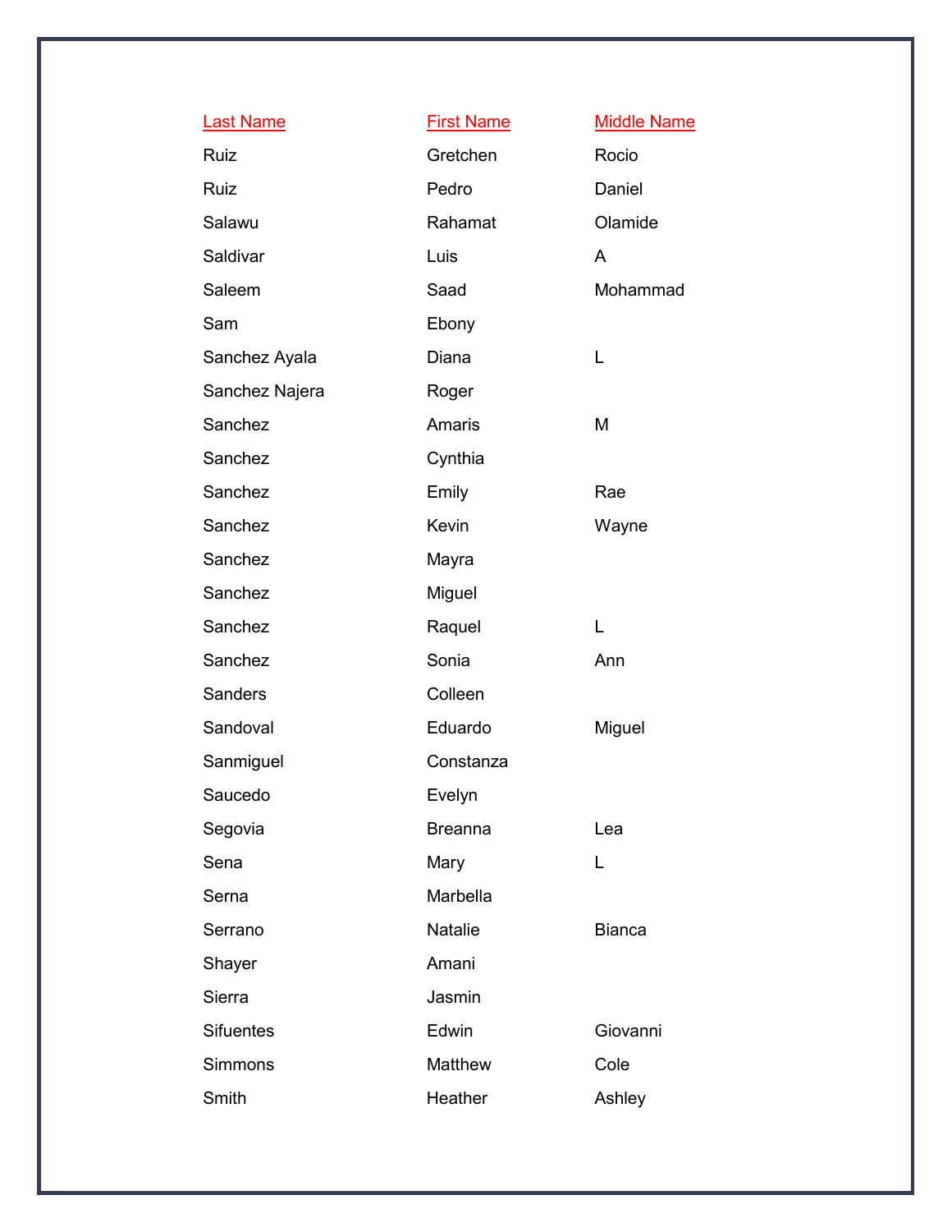| Last Name | First Name | Middle Name |
| --- | --- | --- |
| Ruiz | Gretchen | Rocio |
| Ruiz | Pedro | Daniel |
| Salawu | Rahamat | Olamide |
| Saldivar | Luis | A |
| Saleem | Saad | Mohammad |
| Sam | Ebony | |
| Sanchez Ayala | Diana | L |
| Sanchez Najera | Roger | |
| Sanchez | Amaris | M |
| Sanchez | Cynthia | |
| Sanchez | Emily | Rae |
| Sanchez | Kevin | Wayne |
| Sanchez | Mayra | |
| Sanchez | Miguel | |
| Sanchez | Raquel | L |
| Sanchez | Sonia | Ann |
| Sanders | Colleen | |
| Sandoval | Eduardo | Miguel |
| Sanmiguel | Constanza | |
| Saucedo | Evelyn | |
| Segovia | Breanna | Lea |
| Sena | Mary | L |
| Serna | Marbella | |
| Serrano | Natalie | Bianca |
| Shayer | Amani | |
| Sierra | Jasmin | |
| Sifuentes | Edwin | Giovanni |
| Simmons | Matthew | Cole |
| Smith | Heather | Ashley |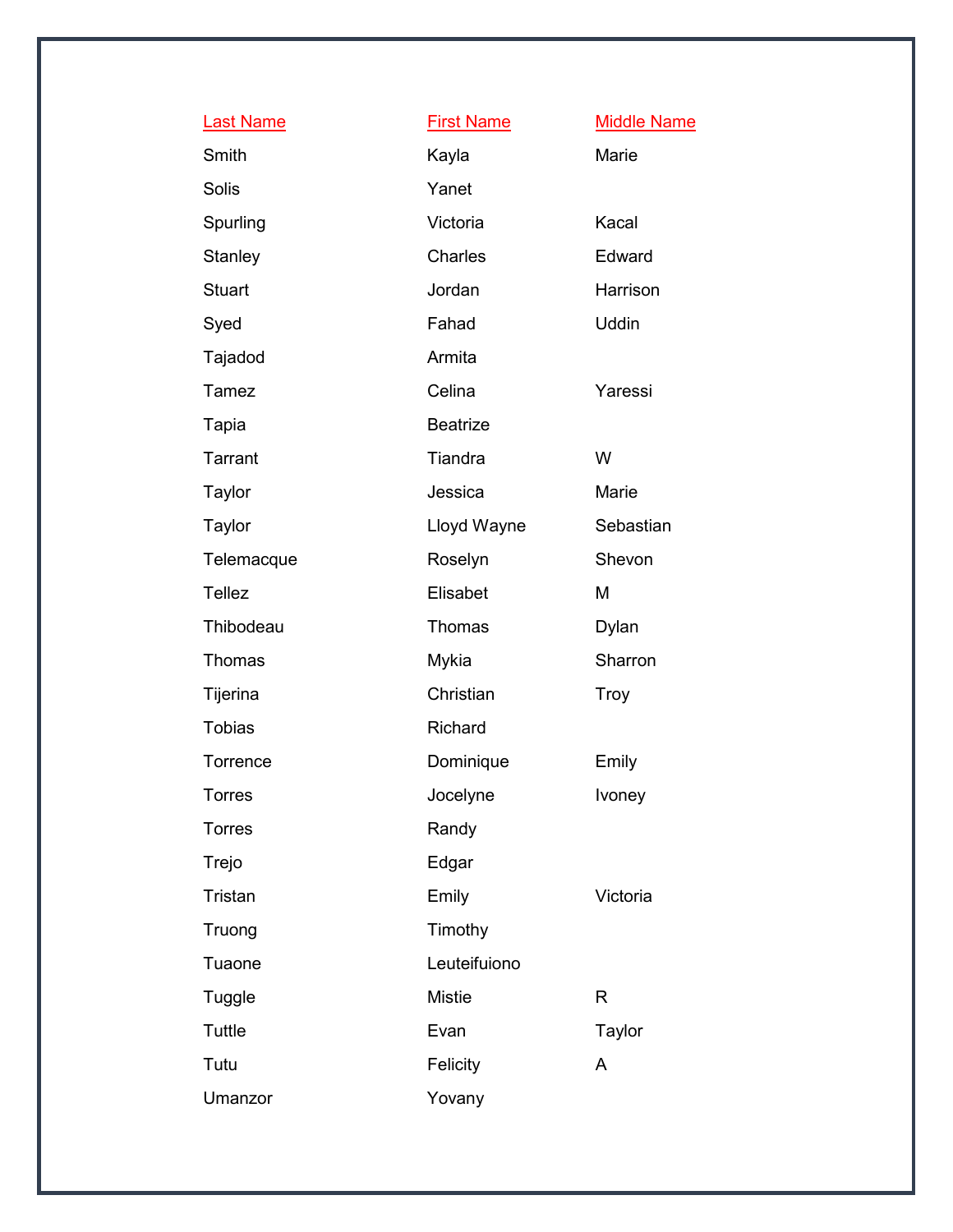| Last Name | First Name | Middle Name |
| --- | --- | --- |
| Smith | Kayla | Marie |
| Solis | Yanet | |
| Spurling | Victoria | Kacal |
| Stanley | Charles | Edward |
| Stuart | Jordan | Harrison |
| Syed | Fahad | Uddin |
| Tajadod | Armita | |
| Tamez | Celina | Yaressi |
| Tapia | Beatrize | |
| Tarrant | Tiandra | W |
| Taylor | Jessica | Marie |
| Taylor | Lloyd Wayne | Sebastian |
| Telemacque | Roselyn | Shevon |
| Tellez | Elisabet | M |
| Thibodeau | Thomas | Dylan |
| Thomas | Mykia | Sharron |
| Tijerina | Christian | Troy |
| Tobias | Richard | |
| Torrence | Dominique | Emily |
| Torres | Jocelyne | Ivoney |
| Torres | Randy | |
| Trejo | Edgar | |
| Tristan | Emily | Victoria |
| Truong | Timothy | |
| Tuaone | Leuteifuiono | |
| Tuggle | Mistie | R |
| Tuttle | Evan | Taylor |
| Tutu | Felicity | A |
| Umanzor | Yovany | |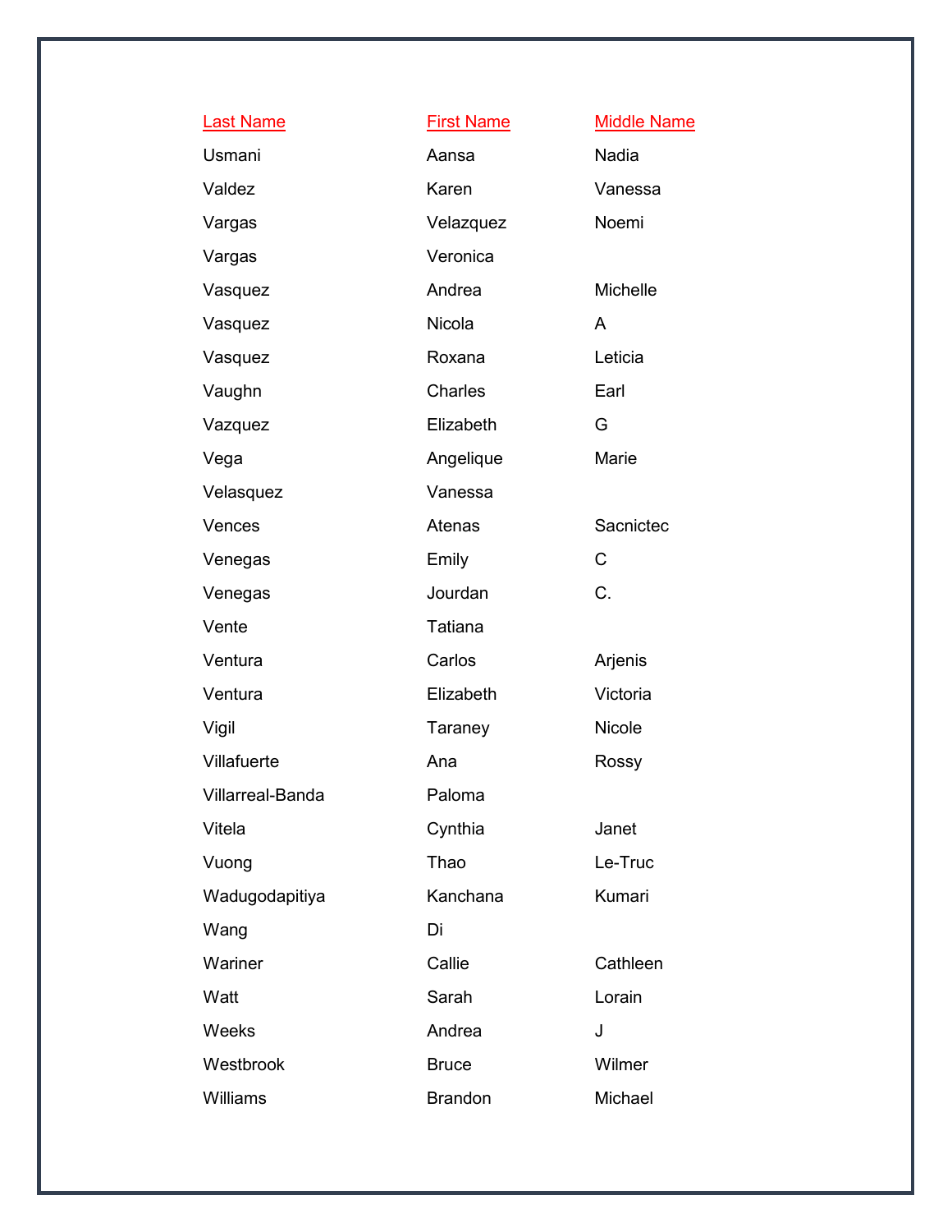| Last Name | First Name | Middle Name |
|---|---|---|
| Usmani | Aansa | Nadia |
| Valdez | Karen | Vanessa |
| Vargas | Velazquez | Noemi |
| Vargas | Veronica | |
| Vasquez | Andrea | Michelle |
| Vasquez | Nicola | A |
| Vasquez | Roxana | Leticia |
| Vaughn | Charles | Earl |
| Vazquez | Elizabeth | G |
| Vega | Angelique | Marie |
| Velasquez | Vanessa | |
| Vences | Atenas | Sacnictec |
| Venegas | Emily | C |
| Venegas | Jourdan | C. |
| Vente | Tatiana | |
| Ventura | Carlos | Arjenis |
| Ventura | Elizabeth | Victoria |
| Vigil | Taraney | Nicole |
| Villafuerte | Ana | Rossy |
| Villarreal-Banda | Paloma | |
| Vitela | Cynthia | Janet |
| Vuong | Thao | Le-Truc |
| Wadugodapitiya | Kanchana | Kumari |
| Wang | Di | |
| Wariner | Callie | Cathleen |
| Watt | Sarah | Lorain |
| Weeks | Andrea | J |
| Westbrook | Bruce | Wilmer |
| Williams | Brandon | Michael |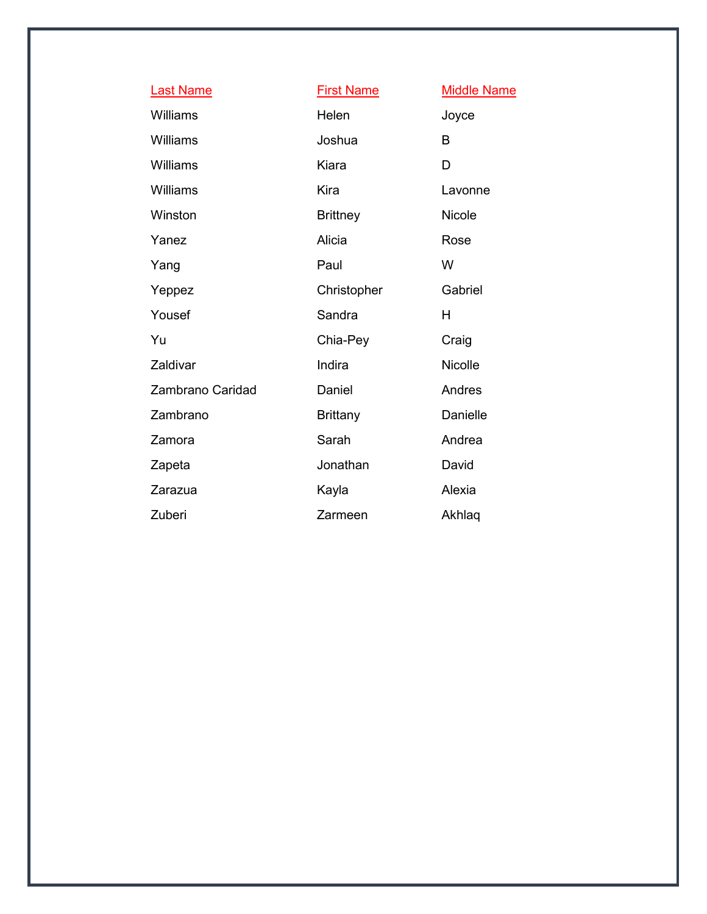| Last Name | First Name | Middle Name |
| --- | --- | --- |
| Williams | Helen | Joyce |
| Williams | Joshua | B |
| Williams | Kiara | D |
| Williams | Kira | Lavonne |
| Winston | Brittney | Nicole |
| Yanez | Alicia | Rose |
| Yang | Paul | W |
| Yeppez | Christopher | Gabriel |
| Yousef | Sandra | H |
| Yu | Chia-Pey | Craig |
| Zaldivar | Indira | Nicolle |
| Zambrano Caridad | Daniel | Andres |
| Zambrano | Brittany | Danielle |
| Zamora | Sarah | Andrea |
| Zapeta | Jonathan | David |
| Zarazua | Kayla | Alexia |
| Zuberi | Zarmeen | Akhlaq |